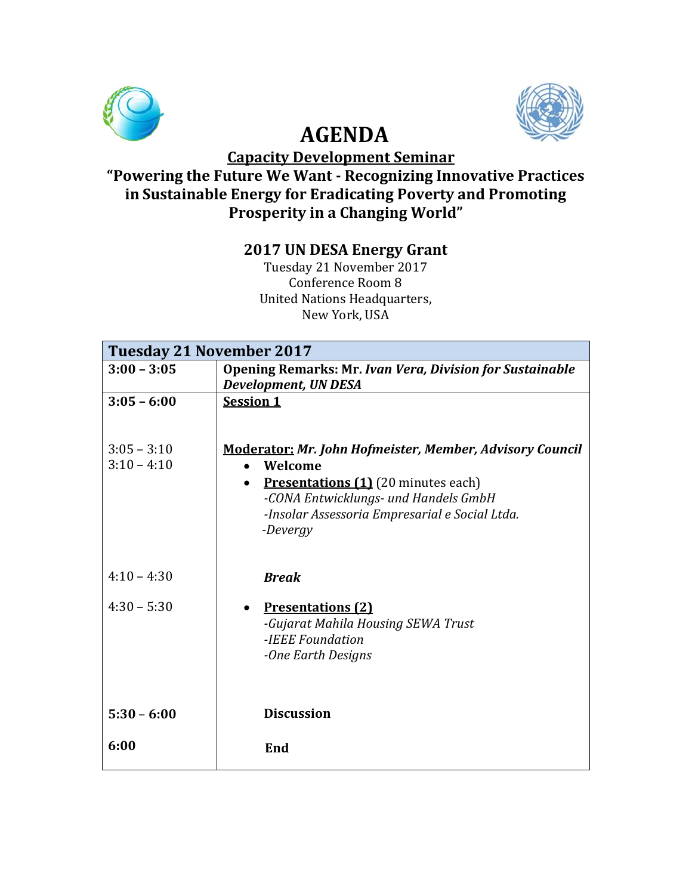# AGENDA

## Capacity Development Seminar

## "Powering the Future We Want - Recognizing Innovative Practices in Sustainable Energy for Eradicating Poverty and Promoting Prosperity in a Changing World"

### 2017 UN DESA Energy Grant

Tuesday 21 November 2017
Conference Room 8
United Nations Headquarters,
New York, USA

| **Tuesday 21 November 2017** | |
|---|---|
| **3:00 – 3:05** | **Opening Remarks: Mr. *Ivan Vera, Division for Sustainable Development, UN DESA*** |
| **3:05 – 6:00** | **Session 1** |
| | **Moderator:** ***Mr. John Hofmeister, Member, Advisory Council*** |
| 3:05 – 3:10 | • **Welcome** |
| 3:10 – 4:10 | • **Presentations (1)** (20 minutes each)<br>*-CONA Entwicklungs- und Handels GmbH*<br>*-Insolar Assessoria Empresarial e Social Ltda.*<br>*-Devergy* |
| 4:10 – 4:30 | ***Break*** |
| 4:30 – 5:30 | • **Presentations (2)**<br>*-Gujarat Mahila Housing SEWA Trust*<br>*-IEEE Foundation*<br>*-One Earth Designs* |
| **5:30 – 6:00** | **Discussion** |
| **6:00** | **End** |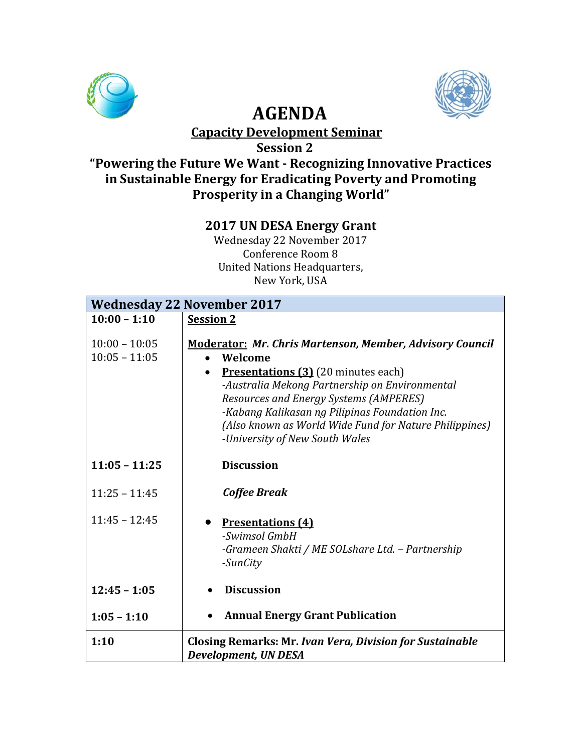# AGENDA

## Capacity Development Seminar

## Session 2

## "Powering the Future We Want - Recognizing Innovative Practices in Sustainable Energy for Eradicating Poverty and Promoting Prosperity in a Changing World"

### 2017 UN DESA Energy Grant

Wednesday 22 November 2017
Conference Room 8
United Nations Headquarters,
New York, USA

| Wednesday 22 November 2017 | |
|---|---|
| **10:00 – 1:10** | **Session 2** |
| 10:00 – 10:05 | **Moderator:** ***Mr. Chris Martenson, Member, Advisory Council*** <br> • **Welcome** |
| 10:05 – 11:05 | • **Presentations (3)** (20 minutes each) <br> *-Australia Mekong Partnership on Environmental Resources and Energy Systems (AMPERES)* <br> *-Kabang Kalikasan ng Pilipinas Foundation Inc. (Also known as World Wide Fund for Nature Philippines)* <br> *-University of New South Wales* |
| **11:05 – 11:25** | **Discussion** |
| 11:25 – 11:45 | ***Coffee Break*** |
| 11:45 – 12:45 | • **Presentations (4)** <br> *-Swimsol GmbH* <br> *-Grameen Shakti / ME SOLshare Ltd. – Partnership* <br> *-SunCity* |
| **12:45 – 1:05** | • **Discussion** |
| **1:05 – 1:10** | • **Annual Energy Grant Publication** |
| **1:10** | **Closing Remarks: Mr. *Ivan Vera, Division for Sustainable Development, UN DESA*** |